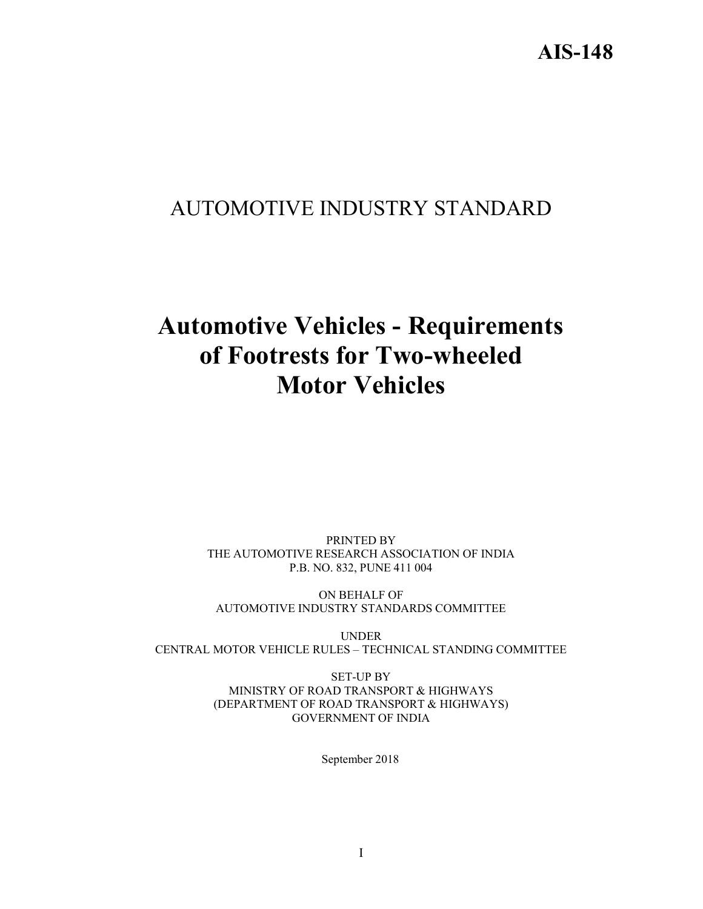**AIS-148**

AUTOMOTIVE INDUSTRY STANDARD

# Automotive Vehicles - Requirements of Footrests for Two-wheeled Motor Vehicles

PRINTED BY
THE AUTOMOTIVE RESEARCH ASSOCIATION OF INDIA
P.B. NO. 832, PUNE 411 004

ON BEHALF OF
AUTOMOTIVE INDUSTRY STANDARDS COMMITTEE

UNDER
CENTRAL MOTOR VEHICLE RULES – TECHNICAL STANDING COMMITTEE

SET-UP BY
MINISTRY OF ROAD TRANSPORT & HIGHWAYS
(DEPARTMENT OF ROAD TRANSPORT & HIGHWAYS)
GOVERNMENT OF INDIA

September 2018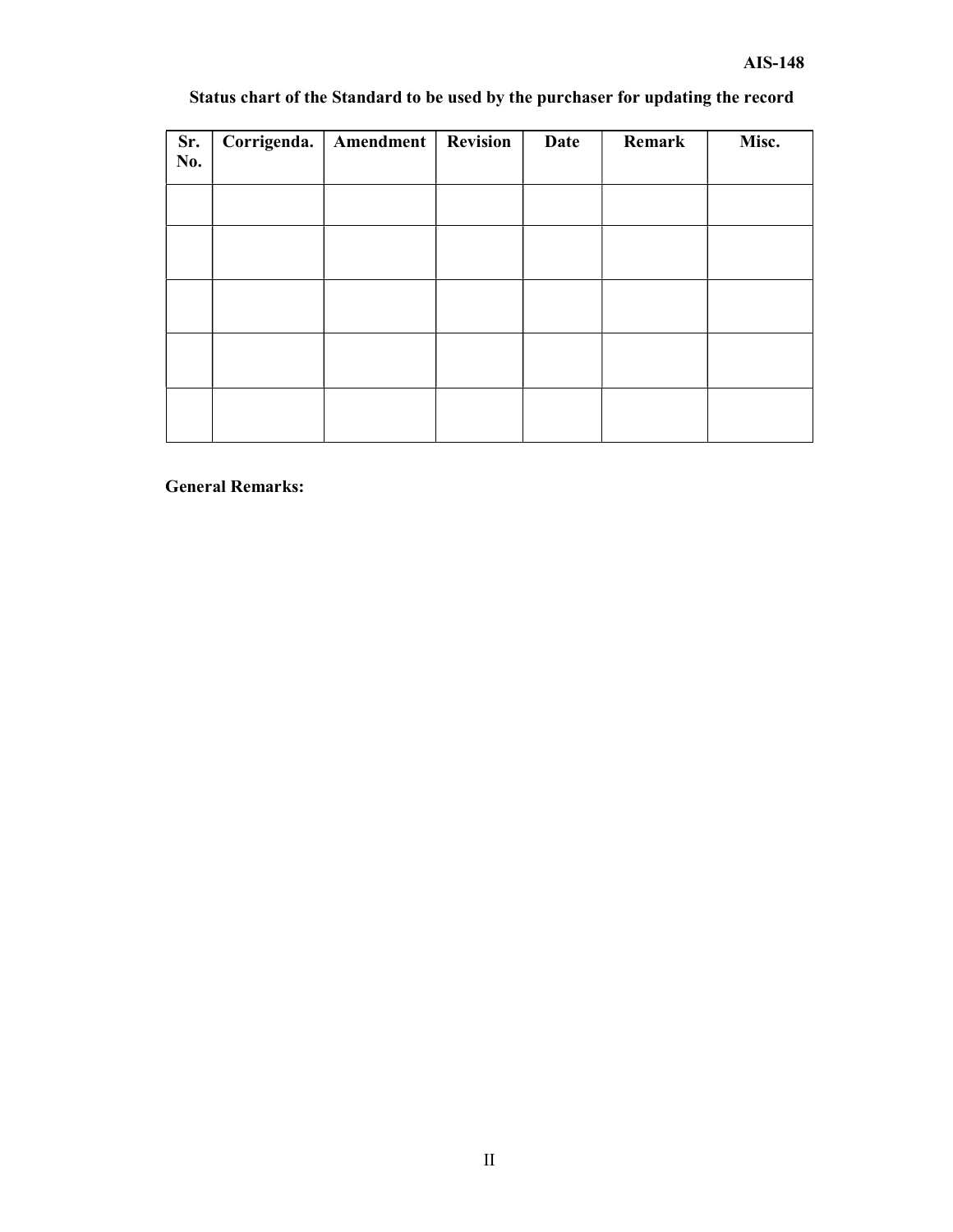**Status chart of the Standard to be used by the purchaser for updating the record**

| Sr. No. | Corrigenda. | Amendment | Revision | Date | Remark | Misc. |
|---|---|---|---|---|---|---|
| | | | | | | |
| | | | | | | |
| | | | | | | |
| | | | | | | |
| | | | | | | |

**General Remarks:**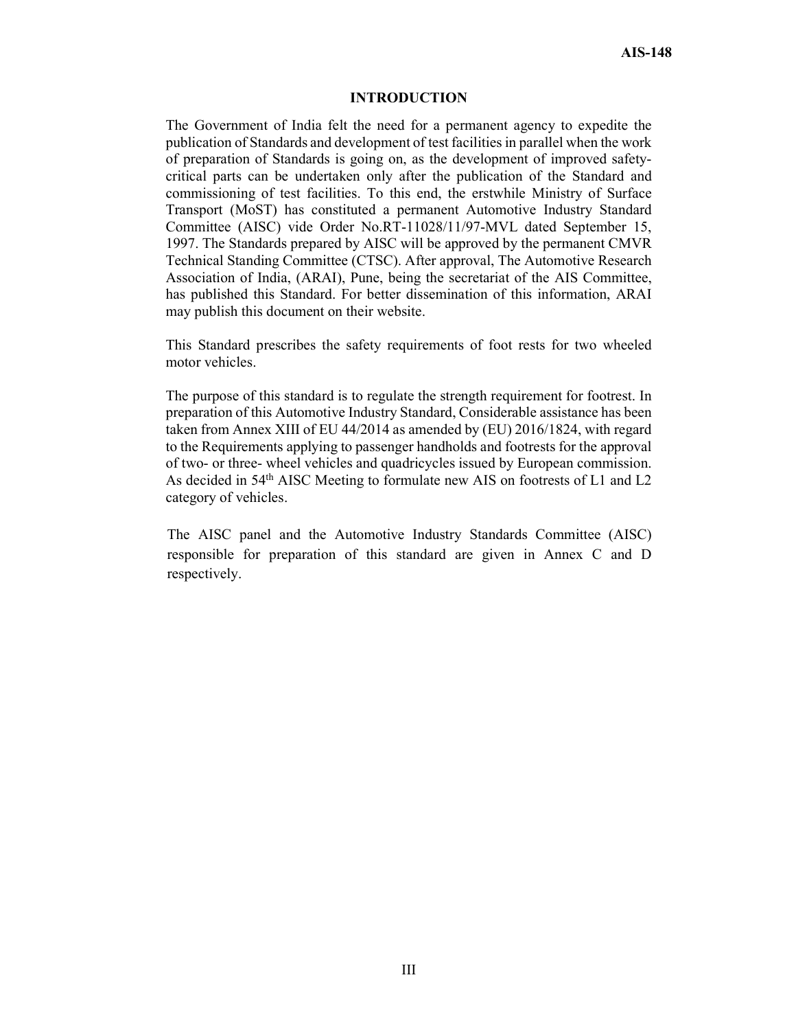## INTRODUCTION

The Government of India felt the need for a permanent agency to expedite the publication of Standards and development of test facilities in parallel when the work of preparation of Standards is going on, as the development of improved safety-critical parts can be undertaken only after the publication of the Standard and commissioning of test facilities. To this end, the erstwhile Ministry of Surface Transport (MoST) has constituted a permanent Automotive Industry Standard Committee (AISC) vide Order No.RT-11028/11/97-MVL dated September 15, 1997. The Standards prepared by AISC will be approved by the permanent CMVR Technical Standing Committee (CTSC). After approval, The Automotive Research Association of India, (ARAI), Pune, being the secretariat of the AIS Committee, has published this Standard. For better dissemination of this information, ARAI may publish this document on their website.

This Standard prescribes the safety requirements of foot rests for two wheeled motor vehicles.

The purpose of this standard is to regulate the strength requirement for footrest. In preparation of this Automotive Industry Standard, Considerable assistance has been taken from Annex XIII of EU 44/2014 as amended by (EU) 2016/1824, with regard to the Requirements applying to passenger handholds and footrests for the approval of two- or three- wheel vehicles and quadricycles issued by European commission. As decided in 54th AISC Meeting to formulate new AIS on footrests of L1 and L2 category of vehicles.

The AISC panel and the Automotive Industry Standards Committee (AISC) responsible for preparation of this standard are given in Annex C and D respectively.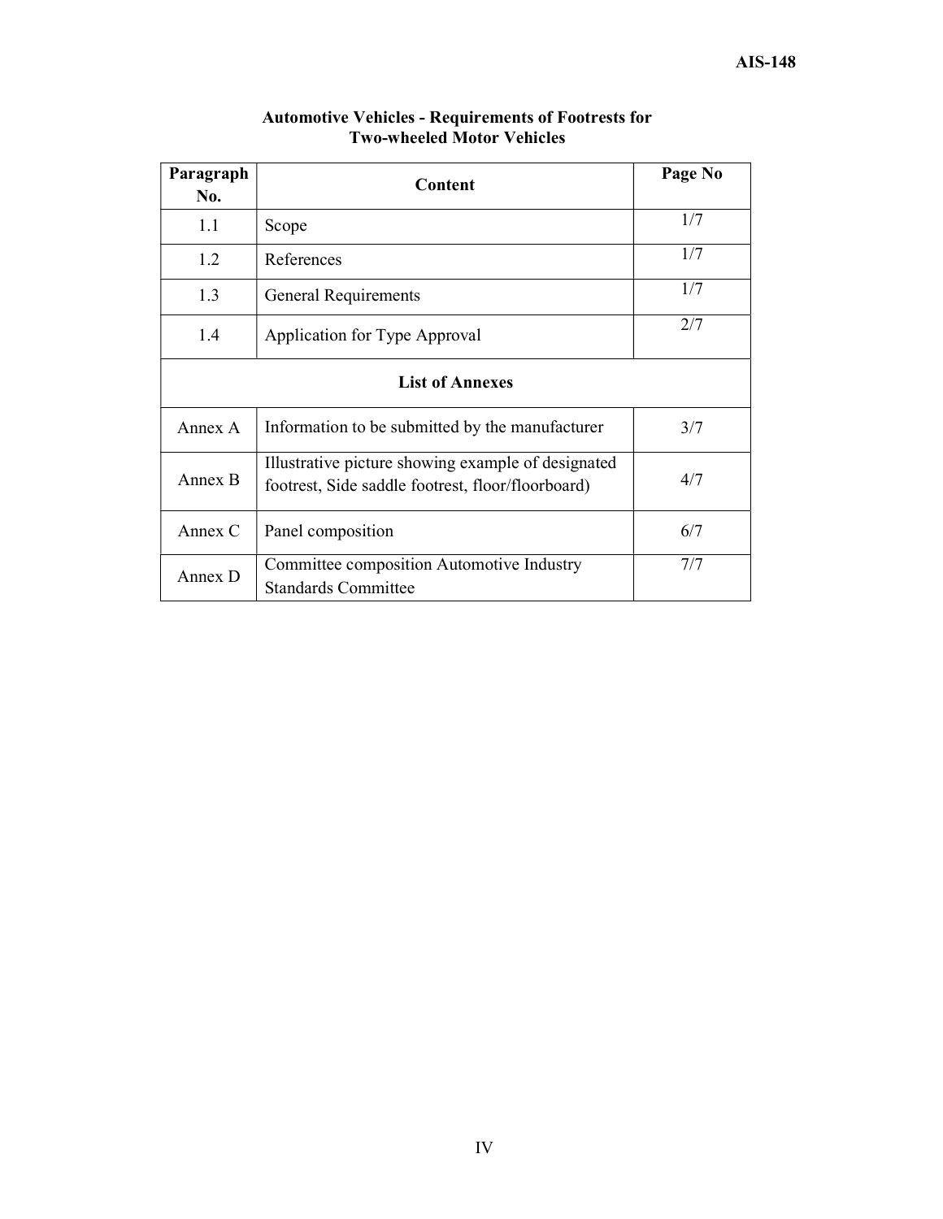**Automotive Vehicles - Requirements of Footrests for Two-wheeled Motor Vehicles**

| Paragraph No. | Content | Page No |
|---|---|---|
| 1.1 | Scope | 1/7 |
| 1.2 | References | 1/7 |
| 1.3 | General Requirements | 1/7 |
| 1.4 | Application for Type Approval | 2/7 |
| **List of Annexes** | | |
| Annex A | Information to be submitted by the manufacturer | 3/7 |
| Annex B | Illustrative picture showing example of designated footrest, Side saddle footrest, floor/floorboard) | 4/7 |
| Annex C | Panel composition | 6/7 |
| Annex D | Committee composition Automotive Industry Standards Committee | 7/7 |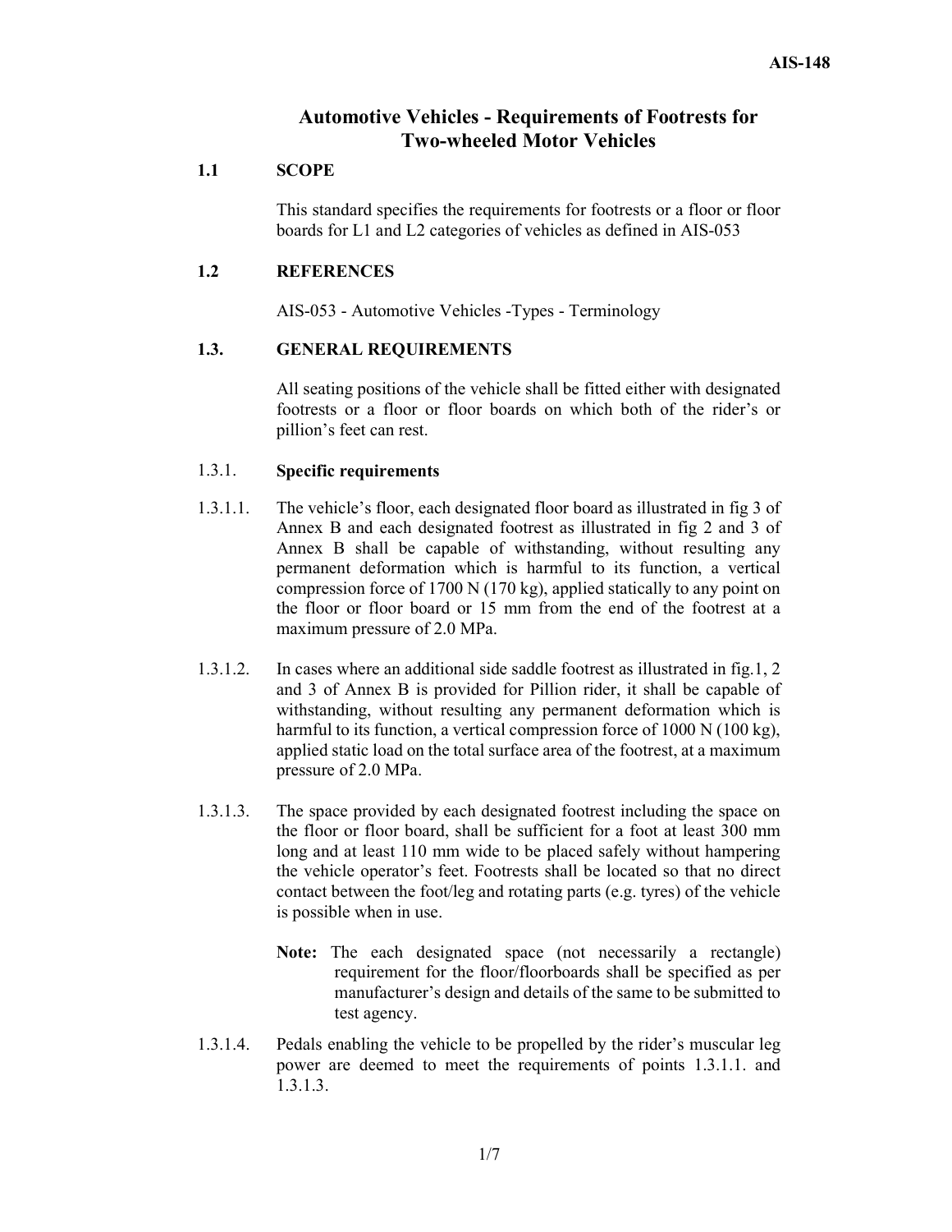# Automotive Vehicles - Requirements of Footrests for Two-wheeled Motor Vehicles

## 1.1 SCOPE

This standard specifies the requirements for footrests or a floor or floor boards for L1 and L2 categories of vehicles as defined in AIS-053

## 1.2 REFERENCES

AIS-053 - Automotive Vehicles -Types - Terminology

## 1.3. GENERAL REQUIREMENTS

All seating positions of the vehicle shall be fitted either with designated footrests or a floor or floor boards on which both of the rider's or pillion's feet can rest.

### 1.3.1. Specific requirements

1.3.1.1. The vehicle's floor, each designated floor board as illustrated in fig 3 of Annex B and each designated footrest as illustrated in fig 2 and 3 of Annex B shall be capable of withstanding, without resulting any permanent deformation which is harmful to its function, a vertical compression force of 1700 N (170 kg), applied statically to any point on the floor or floor board or 15 mm from the end of the footrest at a maximum pressure of 2.0 MPa.

1.3.1.2. In cases where an additional side saddle footrest as illustrated in fig.1, 2 and 3 of Annex B is provided for Pillion rider, it shall be capable of withstanding, without resulting any permanent deformation which is harmful to its function, a vertical compression force of 1000 N (100 kg), applied static load on the total surface area of the footrest, at a maximum pressure of 2.0 MPa.

1.3.1.3. The space provided by each designated footrest including the space on the floor or floor board, shall be sufficient for a foot at least 300 mm long and at least 110 mm wide to be placed safely without hampering the vehicle operator's feet. Footrests shall be located so that no direct contact between the foot/leg and rotating parts (e.g. tyres) of the vehicle is possible when in use.

> **Note:** The each designated space (not necessarily a rectangle) requirement for the floor/floorboards shall be specified as per manufacturer's design and details of the same to be submitted to test agency.

1.3.1.4. Pedals enabling the vehicle to be propelled by the rider's muscular leg power are deemed to meet the requirements of points 1.3.1.1. and 1.3.1.3.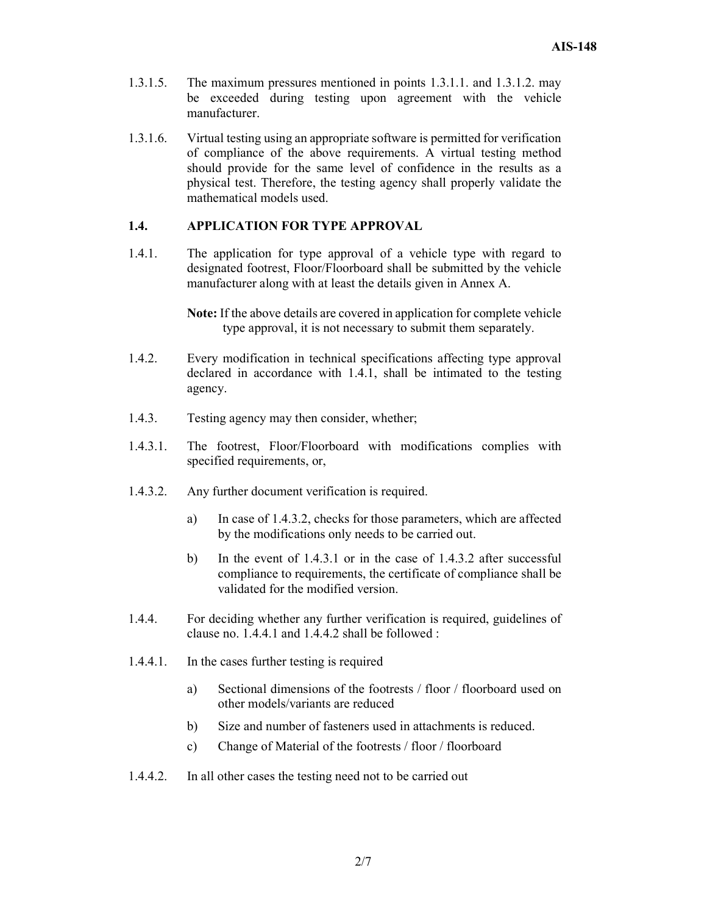1.3.1.5. The maximum pressures mentioned in points 1.3.1.1. and 1.3.1.2. may be exceeded during testing upon agreement with the vehicle manufacturer.

1.3.1.6. Virtual testing using an appropriate software is permitted for verification of compliance of the above requirements. A virtual testing method should provide for the same level of confidence in the results as a physical test. Therefore, the testing agency shall properly validate the mathematical models used.

## 1.4. APPLICATION FOR TYPE APPROVAL

1.4.1. The application for type approval of a vehicle type with regard to designated footrest, Floor/Floorboard shall be submitted by the vehicle manufacturer along with at least the details given in Annex A.

**Note:** If the above details are covered in application for complete vehicle type approval, it is not necessary to submit them separately.

1.4.2. Every modification in technical specifications affecting type approval declared in accordance with 1.4.1, shall be intimated to the testing agency.

1.4.3. Testing agency may then consider, whether;

1.4.3.1. The footrest, Floor/Floorboard with modifications complies with specified requirements, or,

1.4.3.2. Any further document verification is required.

a) In case of 1.4.3.2, checks for those parameters, which are affected by the modifications only needs to be carried out.

b) In the event of 1.4.3.1 or in the case of 1.4.3.2 after successful compliance to requirements, the certificate of compliance shall be validated for the modified version.

1.4.4. For deciding whether any further verification is required, guidelines of clause no. 1.4.4.1 and 1.4.4.2 shall be followed :

1.4.4.1. In the cases further testing is required

a) Sectional dimensions of the footrests / floor / floorboard used on other models/variants are reduced

b) Size and number of fasteners used in attachments is reduced.

c) Change of Material of the footrests / floor / floorboard

1.4.4.2. In all other cases the testing need not to be carried out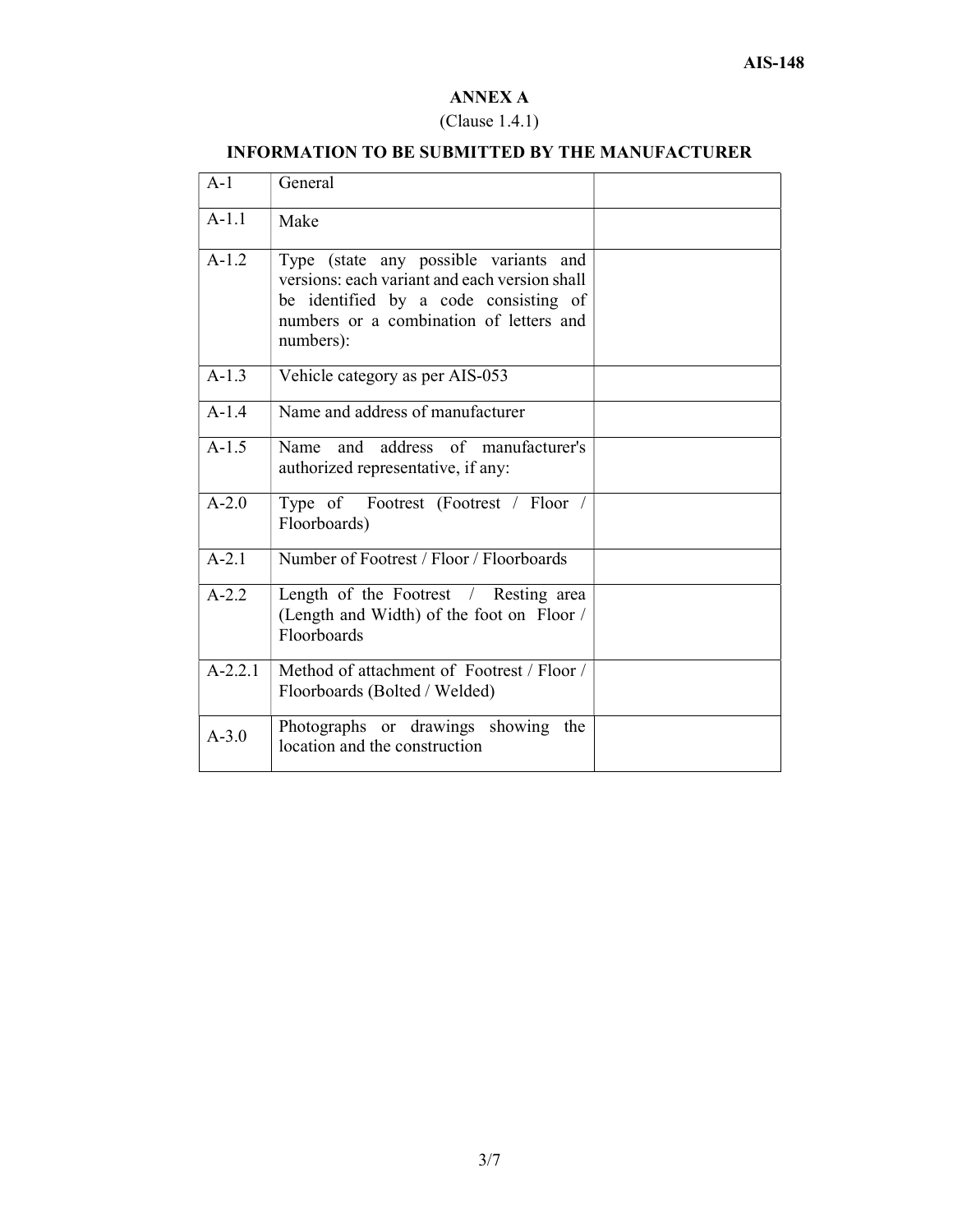## ANNEX A

(Clause 1.4.1)

## INFORMATION TO BE SUBMITTED BY THE MANUFACTURER

| A-1 | General | |
|---|---|---|
| A-1.1 | Make | |
| A-1.2 | Type (state any possible variants and versions: each variant and each version shall be identified by a code consisting of numbers or a combination of letters and numbers): | |
| A-1.3 | Vehicle category as per AIS-053 | |
| A-1.4 | Name and address of manufacturer | |
| A-1.5 | Name and address of manufacturer's authorized representative, if any: | |
| A-2.0 | Type of Footrest (Footrest / Floor / Floorboards) | |
| A-2.1 | Number of Footrest / Floor / Floorboards | |
| A-2.2 | Length of the Footrest / Resting area (Length and Width) of the foot on Floor / Floorboards | |
| A-2.2.1 | Method of attachment of Footrest / Floor / Floorboards (Bolted / Welded) | |
| A-3.0 | Photographs or drawings showing the location and the construction | |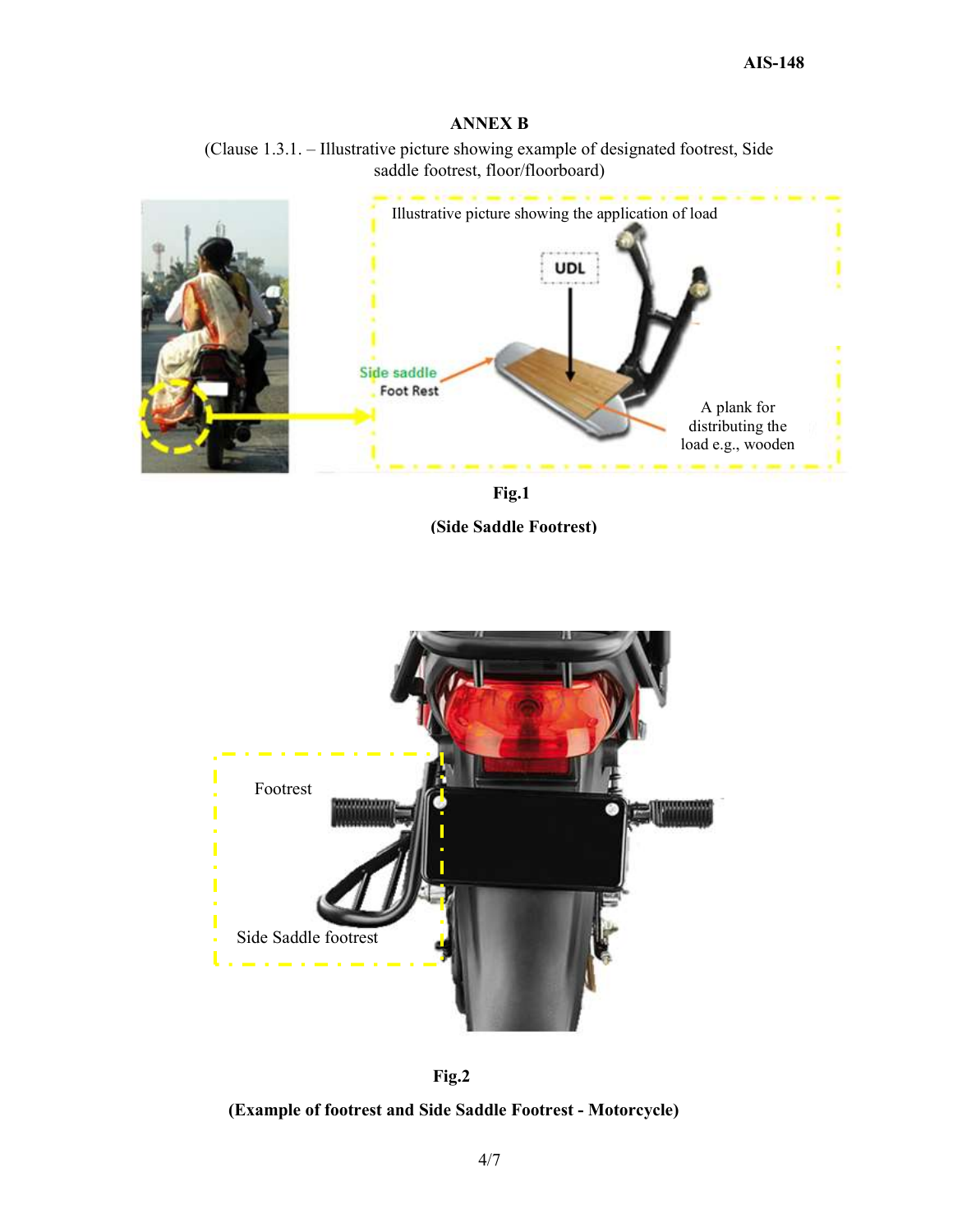## ANNEX B

(Clause 1.3.1. – Illustrative picture showing example of designated footrest, Side saddle footrest, floor/floorboard)

Illustrative picture showing the application of load

UDL

Side saddle Foot Rest

A plank for distributing the load e.g., wooden

**Fig.1**

**(Side Saddle Footrest)**

Footrest

Side Saddle footrest

**Fig.2**

**(Example of footrest and Side Saddle Footrest - Motorcycle)**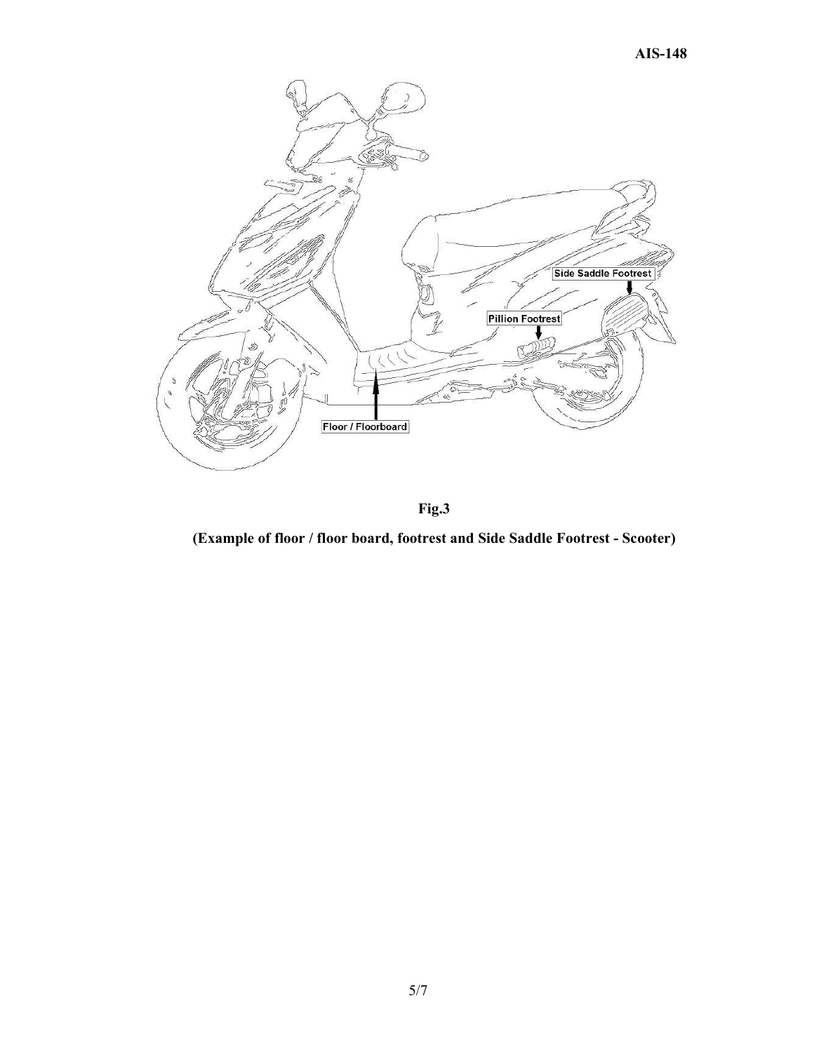**Fig.3**

**(Example of floor / floor board, footrest and Side Saddle Footrest - Scooter)**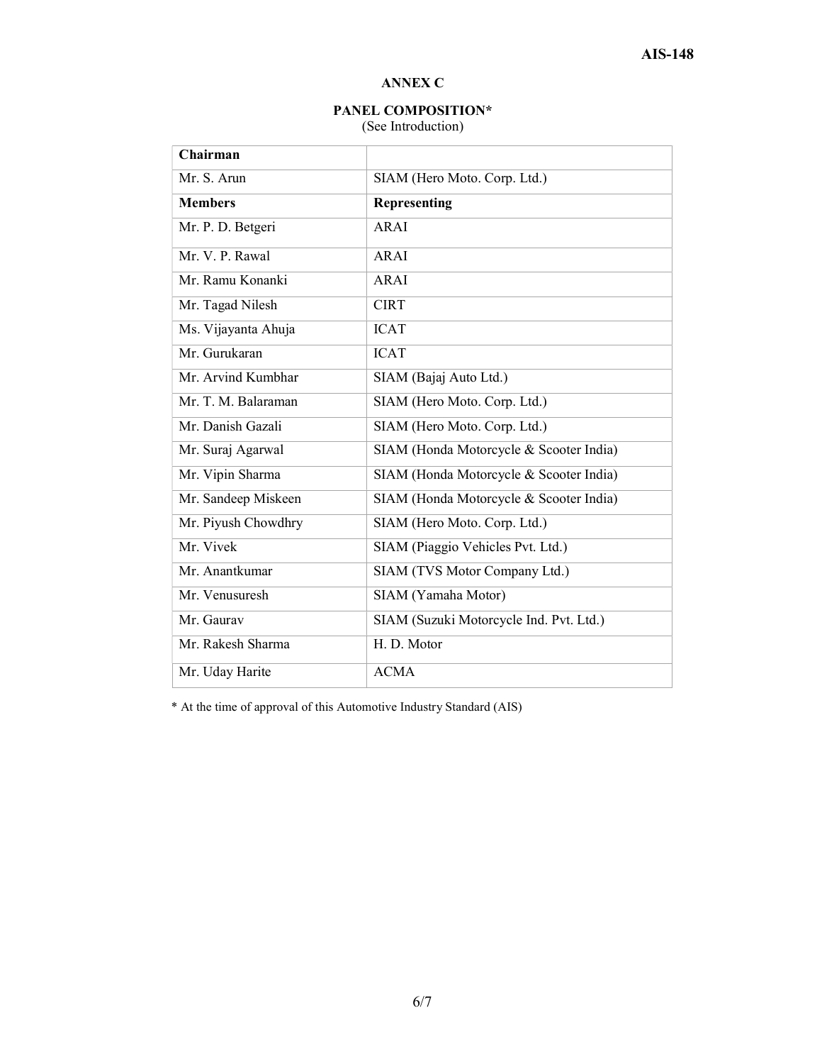## ANNEX C

### PANEL COMPOSITION*

(See Introduction)

| **Chairman** | |
|---|---|
| Mr. S. Arun | SIAM (Hero Moto. Corp. Ltd.) |
| **Members** | **Representing** |
| Mr. P. D. Betgeri | ARAI |
| Mr. V. P. Rawal | ARAI |
| Mr. Ramu Konanki | ARAI |
| Mr. Tagad Nilesh | CIRT |
| Ms. Vijayanta Ahuja | ICAT |
| Mr. Gurukaran | ICAT |
| Mr. Arvind Kumbhar | SIAM (Bajaj Auto Ltd.) |
| Mr. T. M. Balaraman | SIAM (Hero Moto. Corp. Ltd.) |
| Mr. Danish Gazali | SIAM (Hero Moto. Corp. Ltd.) |
| Mr. Suraj Agarwal | SIAM (Honda Motorcycle & Scooter India) |
| Mr. Vipin Sharma | SIAM (Honda Motorcycle & Scooter India) |
| Mr. Sandeep Miskeen | SIAM (Honda Motorcycle & Scooter India) |
| Mr. Piyush Chowdhry | SIAM (Hero Moto. Corp. Ltd.) |
| Mr. Vivek | SIAM (Piaggio Vehicles Pvt. Ltd.) |
| Mr. Anantkumar | SIAM (TVS Motor Company Ltd.) |
| Mr. Venusuresh | SIAM (Yamaha Motor) |
| Mr. Gaurav | SIAM (Suzuki Motorcycle Ind. Pvt. Ltd.) |
| Mr. Rakesh Sharma | H. D. Motor |
| Mr. Uday Harite | ACMA |

* At the time of approval of this Automotive Industry Standard (AIS)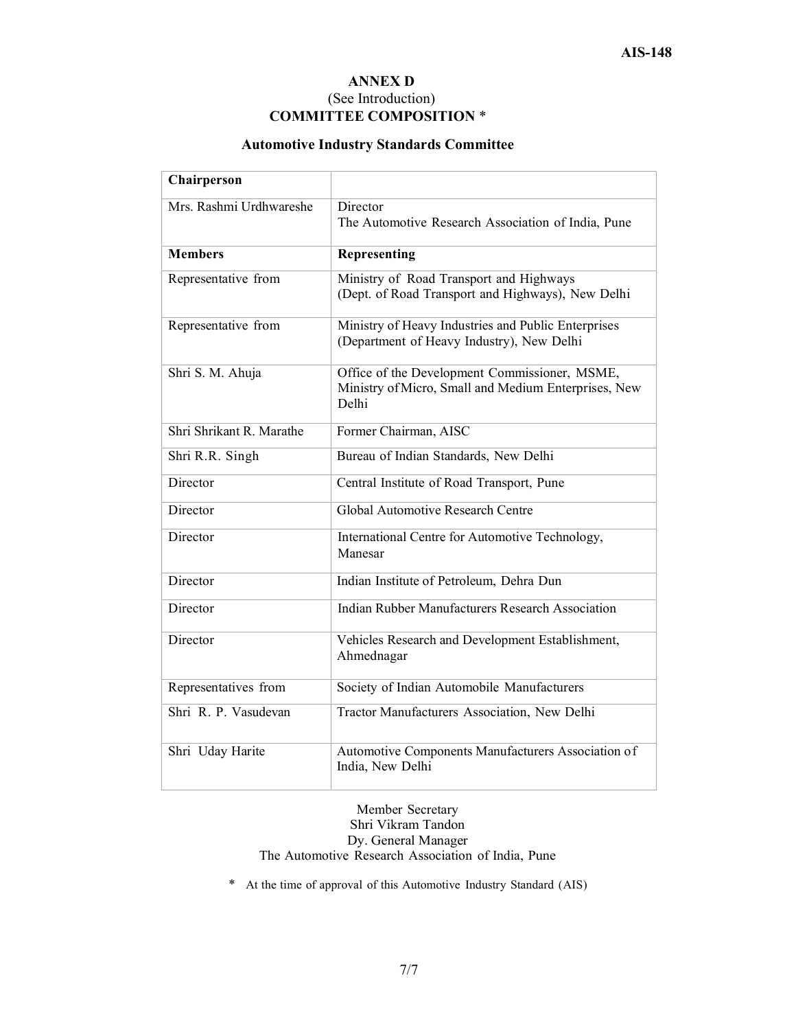## ANNEX D
(See Introduction)
## COMMITTEE COMPOSITION *

### Automotive Industry Standards Committee

| **Chairperson** | |
|---|---|
| Mrs. Rashmi Urdhwareshe | Director<br>The Automotive Research Association of India, Pune |
| **Members** | **Representing** |
| Representative from | Ministry of Road Transport and Highways<br>(Dept. of Road Transport and Highways), New Delhi |
| Representative from | Ministry of Heavy Industries and Public Enterprises<br>(Department of Heavy Industry), New Delhi |
| Shri S. M. Ahuja | Office of the Development Commissioner, MSME, Ministry of Micro, Small and Medium Enterprises, New Delhi |
| Shri Shrikant R. Marathe | Former Chairman, AISC |
| Shri R.R. Singh | Bureau of Indian Standards, New Delhi |
| Director | Central Institute of Road Transport, Pune |
| Director | Global Automotive Research Centre |
| Director | International Centre for Automotive Technology, Manesar |
| Director | Indian Institute of Petroleum, Dehra Dun |
| Director | Indian Rubber Manufacturers Research Association |
| Director | Vehicles Research and Development Establishment, Ahmednagar |
| Representatives from | Society of Indian Automobile Manufacturers |
| Shri R. P. Vasudevan | Tractor Manufacturers Association, New Delhi |
| Shri Uday Harite | Automotive Components Manufacturers Association of India, New Delhi |

Member Secretary
Shri Vikram Tandon
Dy. General Manager
The Automotive Research Association of India, Pune

\* At the time of approval of this Automotive Industry Standard (AIS)